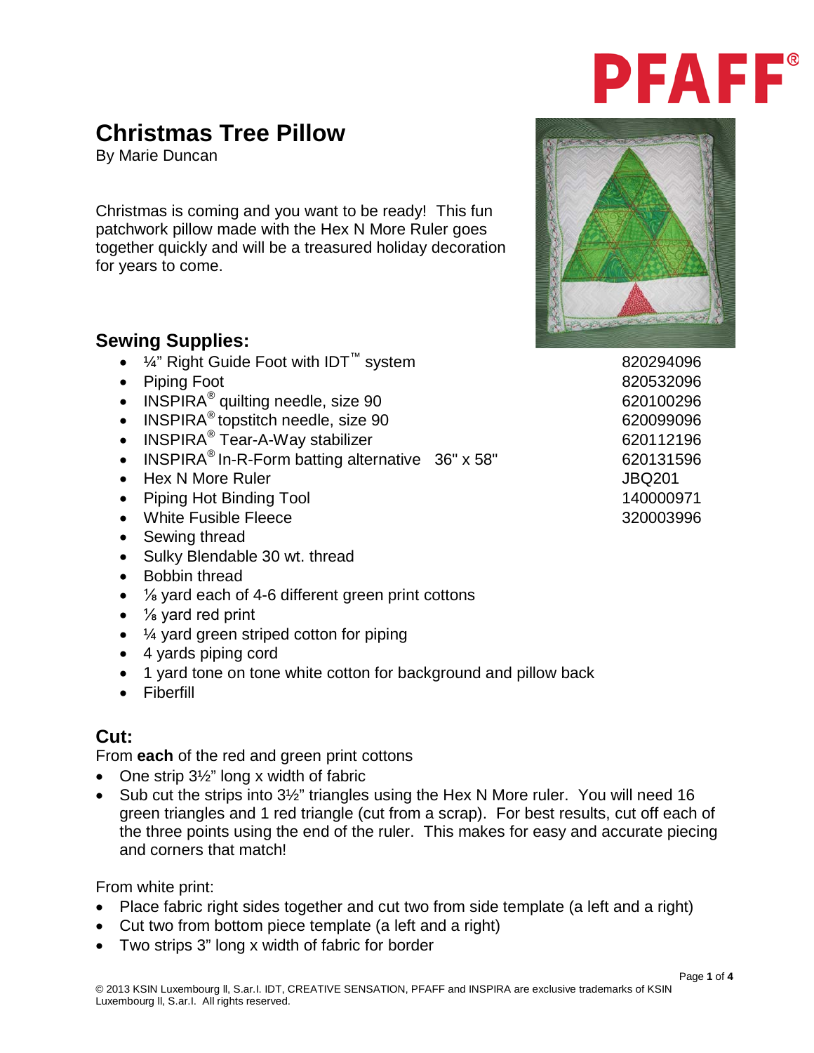# Christmas Tree Pillow

By Marie Duncan

Christmas is coming and you want to be ready! This fun patchwork pillow made with the Hex N More Ruler goes together quickly and will be a treasured holiday decoration for years to come.

## Sewing Supplies:

- ¼" Right Guide Foot with IDT™ system — 820294096
- Piping Foot — 820532096
- INSPIRA® quilting needle, size 90 — 620100296
- INSPIRA® topstitch needle, size 90 — 620099096
- INSPIRA® Tear-A-Way stabilizer — 620112196
- INSPIRA® In-R-Form batting alternative 36" x 58" — 620131596
- Hex N More Ruler — JBQ201
- Piping Hot Binding Tool — 140000971
- White Fusible Fleece — 320003996
- Sewing thread
- Sulky Blendable 30 wt. thread
- Bobbin thread
- ⅛ yard each of 4-6 different green print cottons
- ⅛ yard red print
- ¼ yard green striped cotton for piping
- 4 yards piping cord
- 1 yard tone on tone white cotton for background and pillow back
- Fiberfill

## Cut:

From **each** of the red and green print cottons

- One strip 3½" long x width of fabric
- Sub cut the strips into 3½" triangles using the Hex N More ruler. You will need 16 green triangles and 1 red triangle (cut from a scrap). For best results, cut off each of the three points using the end of the ruler. This makes for easy and accurate piecing and corners that match!

From white print:

- Place fabric right sides together and cut two from side template (a left and a right)
- Cut two from bottom piece template (a left and a right)
- Two strips 3" long x width of fabric for border

© 2013 KSIN Luxembourg II, S.ar.l. IDT, CREATIVE SENSATION, PFAFF and INSPIRA are exclusive trademarks of KSIN Luxembourg II, S.ar.l. All rights reserved.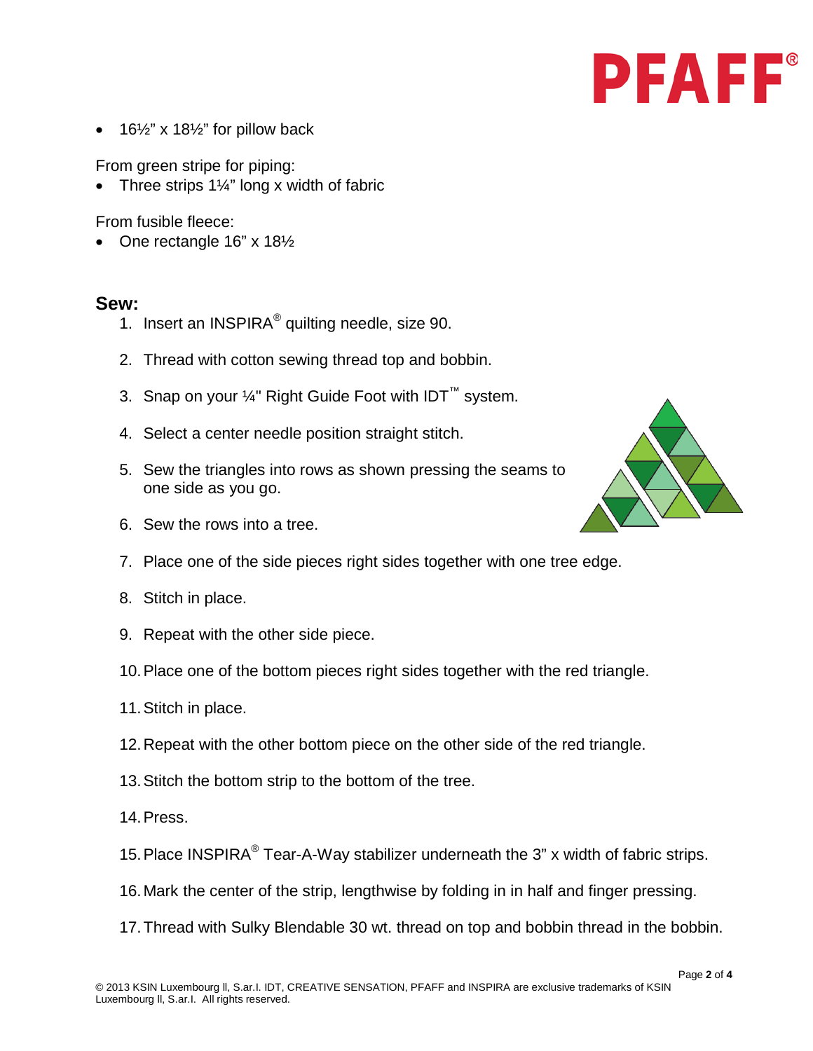- 16½" x 18½" for pillow back

From green stripe for piping:

- Three strips 1¼" long x width of fabric

From fusible fleece:

- One rectangle 16" x 18½

## Sew:

1. Insert an INSPIRA® quilting needle, size 90.
2. Thread with cotton sewing thread top and bobbin.
3. Snap on your ¼" Right Guide Foot with IDT™ system.
4. Select a center needle position straight stitch.
5. Sew the triangles into rows as shown pressing the seams to one side as you go.
6. Sew the rows into a tree.
7. Place one of the side pieces right sides together with one tree edge.
8. Stitch in place.
9. Repeat with the other side piece.
10. Place one of the bottom pieces right sides together with the red triangle.
11. Stitch in place.
12. Repeat with the other bottom piece on the other side of the red triangle.
13. Stitch the bottom strip to the bottom of the tree.
14. Press.
15. Place INSPIRA® Tear-A-Way stabilizer underneath the 3" x width of fabric strips.
16. Mark the center of the strip, lengthwise by folding in in half and finger pressing.
17. Thread with Sulky Blendable 30 wt. thread on top and bobbin thread in the bobbin.

© 2013 KSIN Luxembourg ll, S.ar.l. IDT, CREATIVE SENSATION, PFAFF and INSPIRA are exclusive trademarks of KSIN Luxembourg ll, S.ar.l. All rights reserved.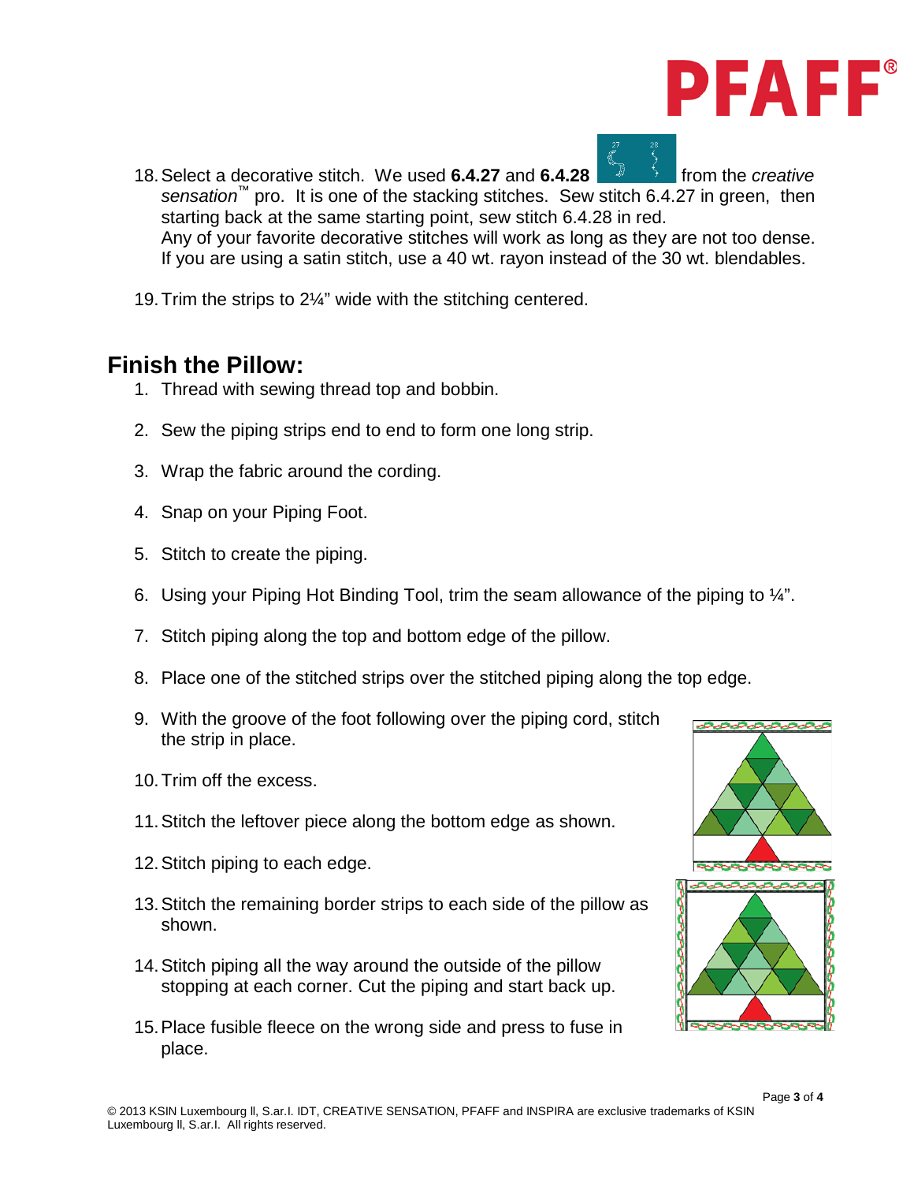18. Select a decorative stitch. We used **6.4.27** and **6.4.28** from the *creative sensation*™ pro. It is one of the stacking stitches. Sew stitch 6.4.27 in green, then starting back at the same starting point, sew stitch 6.4.28 in red.
    Any of your favorite decorative stitches will work as long as they are not too dense. If you are using a satin stitch, use a 40 wt. rayon instead of the 30 wt. blendables.

19. Trim the strips to 2¼" wide with the stitching centered.

## Finish the Pillow:

1. Thread with sewing thread top and bobbin.
2. Sew the piping strips end to end to form one long strip.
3. Wrap the fabric around the cording.
4. Snap on your Piping Foot.
5. Stitch to create the piping.
6. Using your Piping Hot Binding Tool, trim the seam allowance of the piping to ¼".
7. Stitch piping along the top and bottom edge of the pillow.
8. Place one of the stitched strips over the stitched piping along the top edge.
9. With the groove of the foot following over the piping cord, stitch the strip in place.
10. Trim off the excess.
11. Stitch the leftover piece along the bottom edge as shown.
12. Stitch piping to each edge.
13. Stitch the remaining border strips to each side of the pillow as shown.
14. Stitch piping all the way around the outside of the pillow stopping at each corner. Cut the piping and start back up.
15. Place fusible fleece on the wrong side and press to fuse in place.

© 2013 KSIN Luxembourg ll, S.ar.l. IDT, CREATIVE SENSATION, PFAFF and INSPIRA are exclusive trademarks of KSIN Luxembourg ll, S.ar.l. All rights reserved.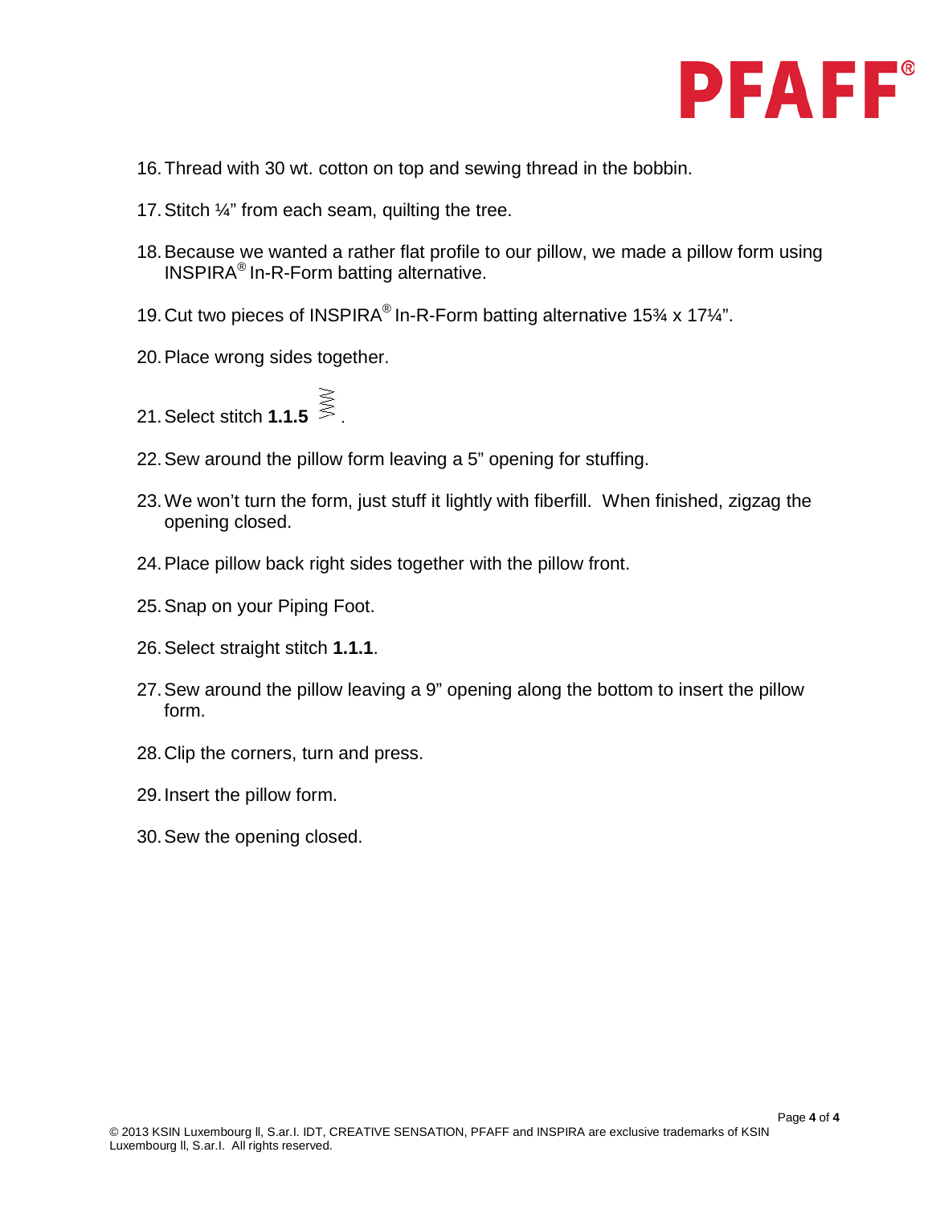16. Thread with 30 wt. cotton on top and sewing thread in the bobbin.
17. Stitch ¼" from each seam, quilting the tree.
18. Because we wanted a rather flat profile to our pillow, we made a pillow form using INSPIRA® In-R-Form batting alternative.
19. Cut two pieces of INSPIRA® In-R-Form batting alternative 15¾ x 17¼".
20. Place wrong sides together.
21. Select stitch **1.1.5** .
22. Sew around the pillow form leaving a 5" opening for stuffing.
23. We won't turn the form, just stuff it lightly with fiberfill. When finished, zigzag the opening closed.
24. Place pillow back right sides together with the pillow front.
25. Snap on your Piping Foot.
26. Select straight stitch **1.1.1**.
27. Sew around the pillow leaving a 9" opening along the bottom to insert the pillow form.
28. Clip the corners, turn and press.
29. Insert the pillow form.
30. Sew the opening closed.

© 2013 KSIN Luxembourg II, S.ar.l. IDT, CREATIVE SENSATION, PFAFF and INSPIRA are exclusive trademarks of KSIN Luxembourg II, S.ar.l. All rights reserved.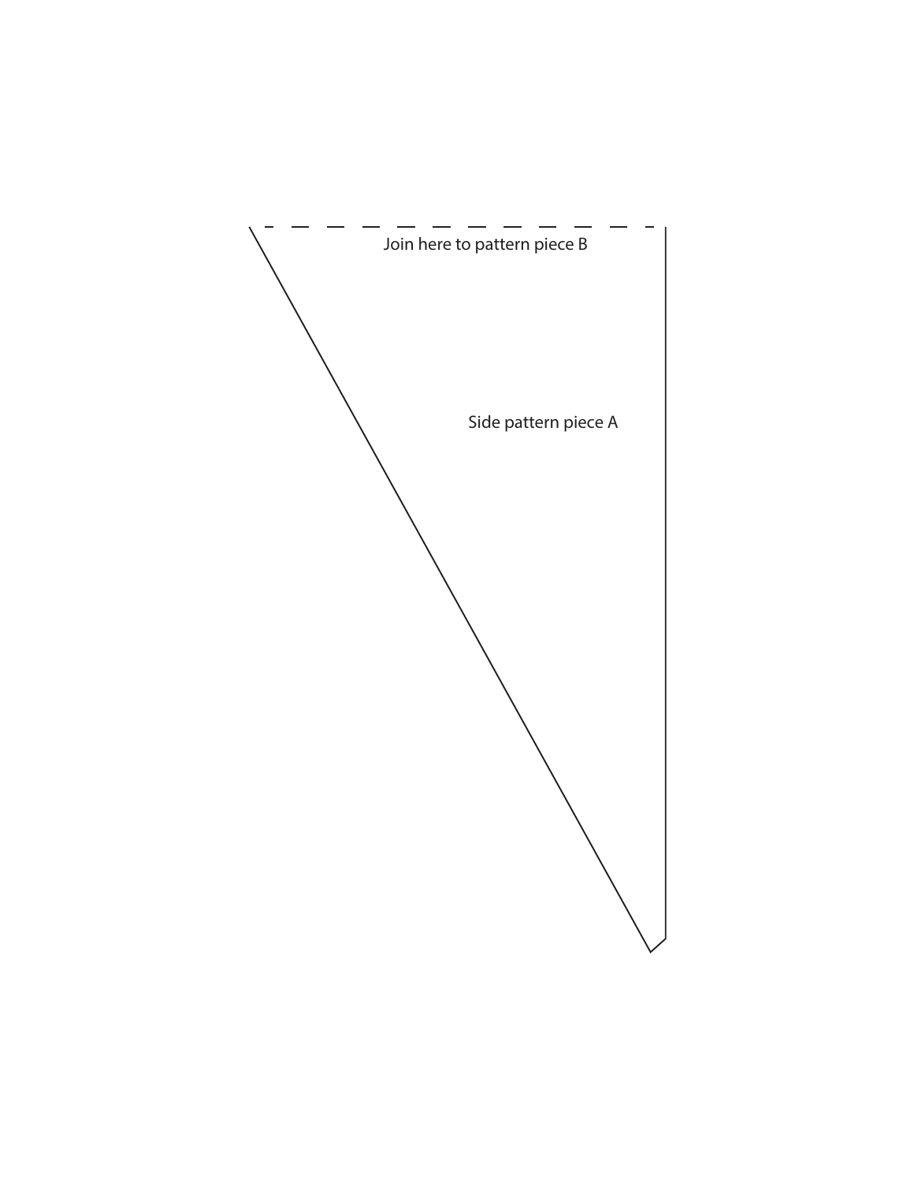Join here to pattern piece B

Side pattern piece A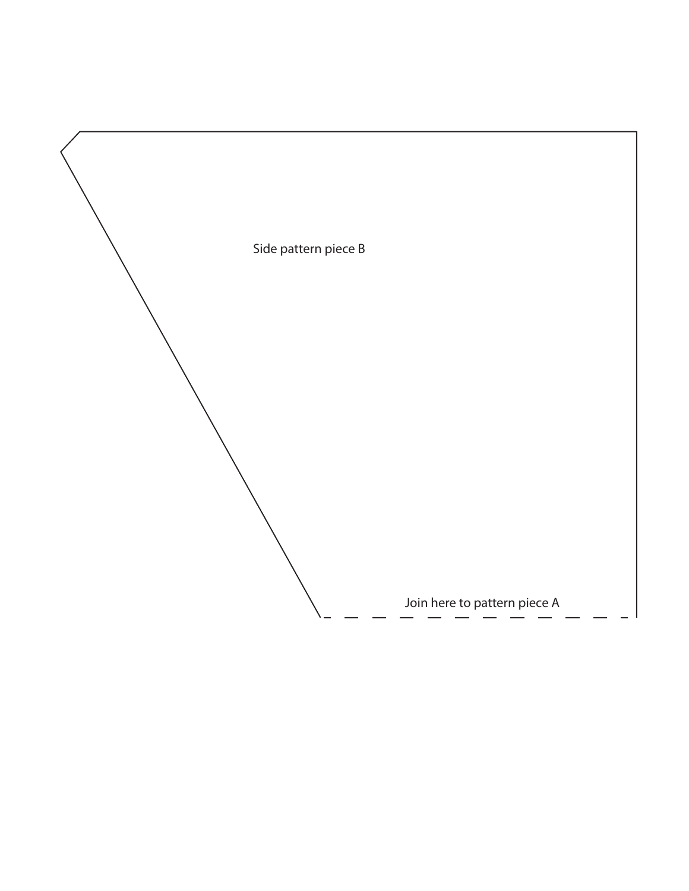Side pattern piece B

Join here to pattern piece A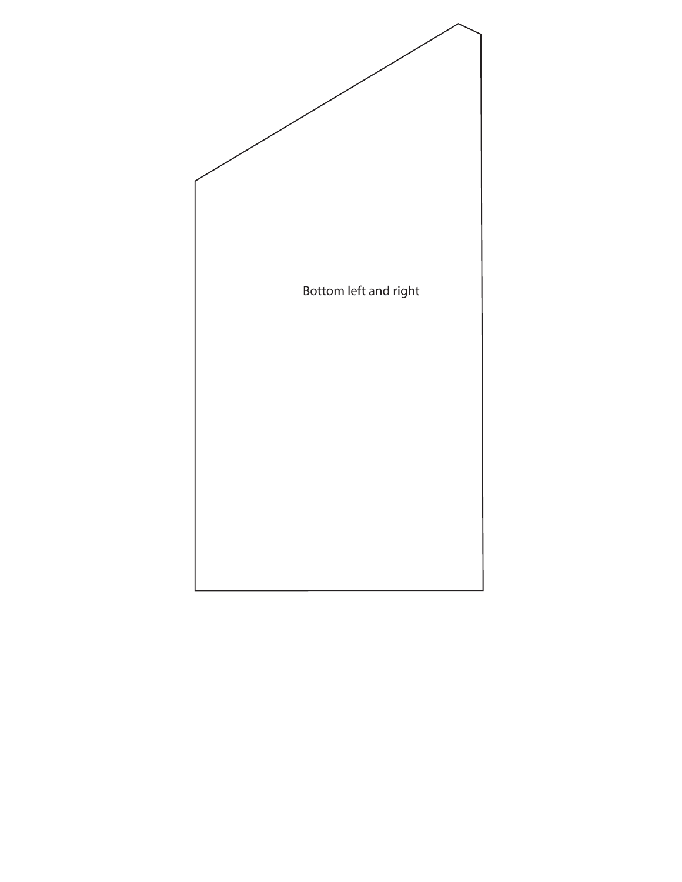Bottom left and right